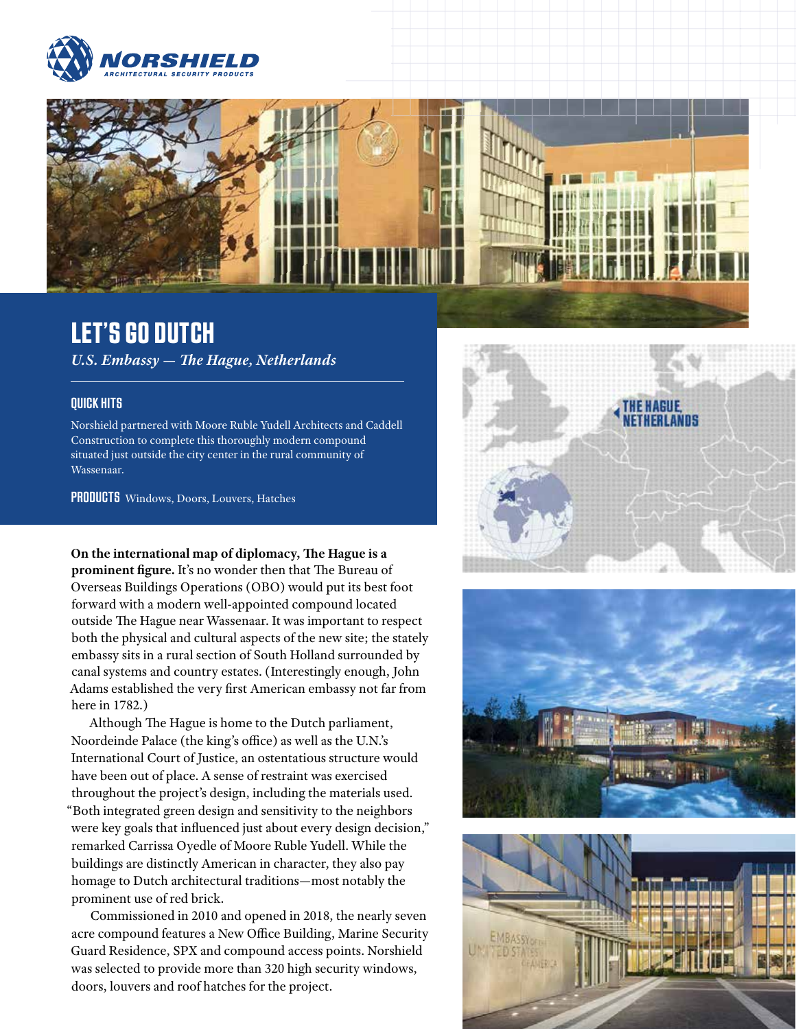# LET'S GO DUTCH

*U.S. Embassy — The Hague, Netherlands*

## QUICK HITS

Norshield partnered with Moore Ruble Yudell Architects and Caddell Construction to complete this thoroughly modern compound situated just outside the city center in the rural community of Wassenaar.

**PRODUCTS** Windows, Doors, Louvers, Hatches

**On the international map of diplomacy, The Hague is a prominent figure.** It's no wonder then that The Bureau of Overseas Buildings Operations (OBO) would put its best foot forward with a modern well-appointed compound located outside The Hague near Wassenaar. It was important to respect both the physical and cultural aspects of the new site; the stately embassy sits in a rural section of South Holland surrounded by canal systems and country estates. (Interestingly enough, John Adams established the very first American embassy not far from here in 1782.)

Although The Hague is home to the Dutch parliament, Noordeinde Palace (the king's office) as well as the U.N.'s International Court of Justice, an ostentatious structure would have been out of place. A sense of restraint was exercised throughout the project's design, including the materials used. "Both integrated green design and sensitivity to the neighbors were key goals that influenced just about every design decision," remarked Carrissa Oyedle of Moore Ruble Yudell. While the buildings are distinctly American in character, they also pay homage to Dutch architectural traditions—most notably the prominent use of red brick.

Commissioned in 2010 and opened in 2018, the nearly seven acre compound features a New Office Building, Marine Security Guard Residence, SPX and compound access points. Norshield was selected to provide more than 320 high security windows, doors, louvers and roof hatches for the project.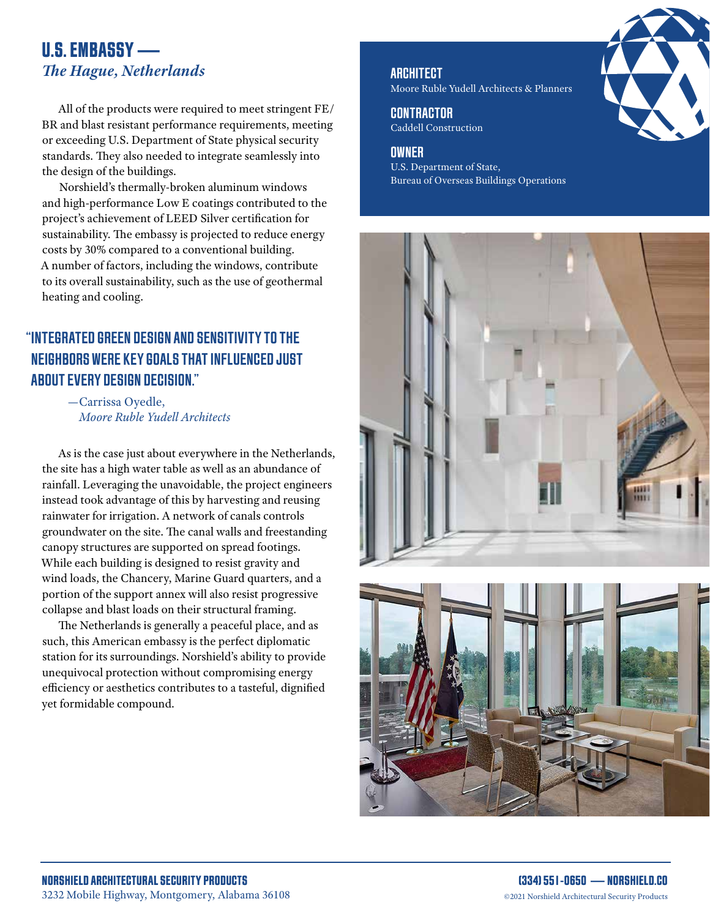# U.S. EMBASSY —
## *The Hague, Netherlands*

All of the products were required to meet stringent FE/BR and blast resistant performance requirements, meeting or exceeding U.S. Department of State physical security standards. They also needed to integrate seamlessly into the design of the buildings.

Norshield's thermally-broken aluminum windows and high-performance Low E coatings contributed to the project's achievement of LEED Silver certification for sustainability. The embassy is projected to reduce energy costs by 30% compared to a conventional building. A number of factors, including the windows, contribute to its overall sustainability, such as the use of geothermal heating and cooling.

**"INTEGRATED GREEN DESIGN AND SENSITIVITY TO THE NEIGHBORS WERE KEY GOALS THAT INFLUENCED JUST ABOUT EVERY DESIGN DECISION."**

—Carrissa Oyedle,
*Moore Ruble Yudell Architects*

As is the case just about everywhere in the Netherlands, the site has a high water table as well as an abundance of rainfall. Leveraging the unavoidable, the project engineers instead took advantage of this by harvesting and reusing rainwater for irrigation. A network of canals controls groundwater on the site. The canal walls and freestanding canopy structures are supported on spread footings. While each building is designed to resist gravity and wind loads, the Chancery, Marine Guard quarters, and a portion of the support annex will also resist progressive collapse and blast loads on their structural framing.

The Netherlands is generally a peaceful place, and as such, this American embassy is the perfect diplomatic station for its surroundings. Norshield's ability to provide unequivocal protection without compromising energy efficiency or aesthetics contributes to a tasteful, dignified yet formidable compound.

**ARCHITECT**
Moore Ruble Yudell Architects & Planners

**CONTRACTOR**
Caddell Construction

**OWNER**
U.S. Department of State,
Bureau of Overseas Buildings Operations

**NORSHIELD ARCHITECTURAL SECURITY PRODUCTS**
3232 Mobile Highway, Montgomery, Alabama 36108

**(334) 551-0650 — NORSHIELD.CO**
©2021 Norshield Architectural Security Products